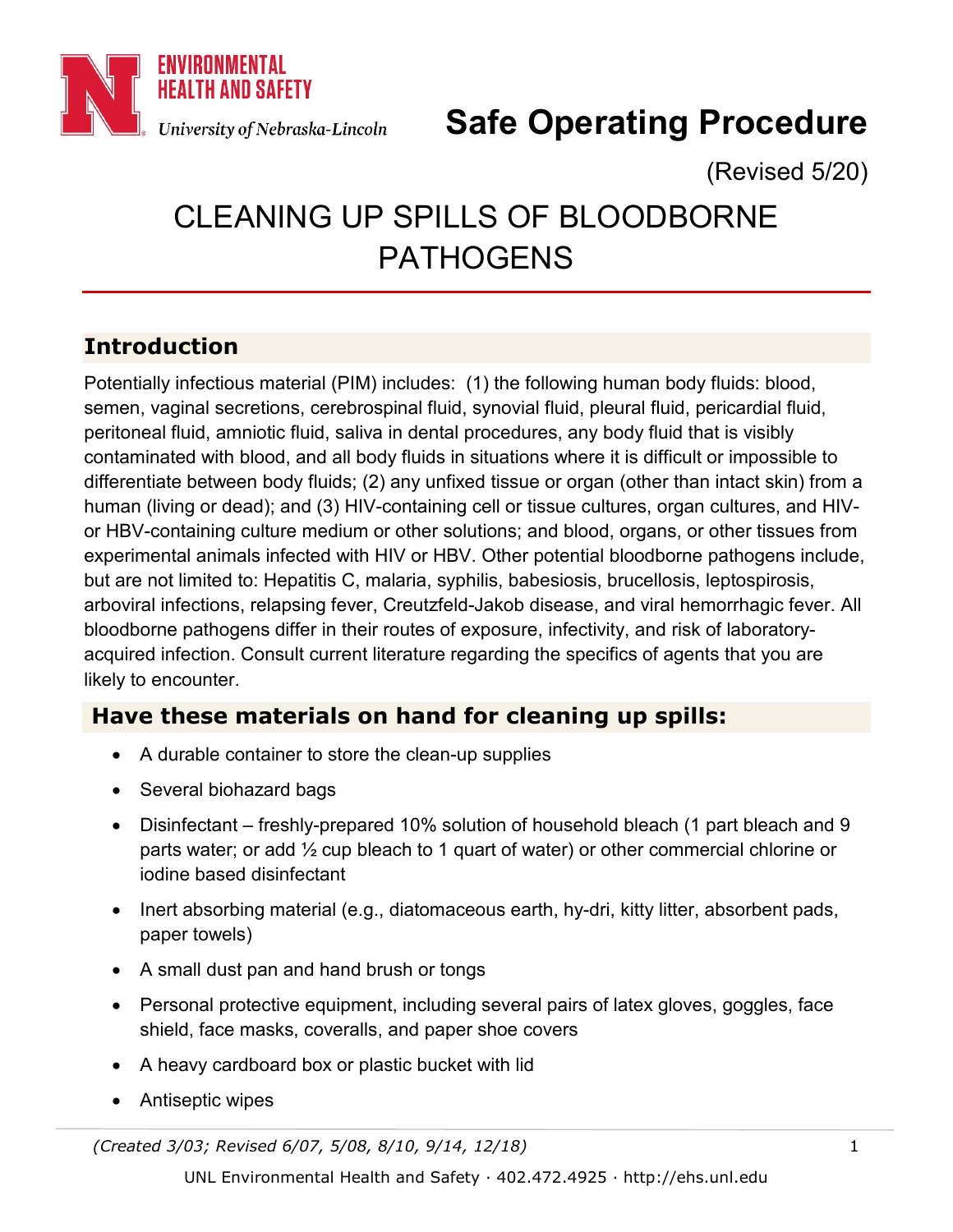# Safe Operating Procedure

(Revised 5/20)

# CLEANING UP SPILLS OF BLOODBORNE PATHOGENS

## Introduction

Potentially infectious material (PIM) includes: (1) the following human body fluids: blood, semen, vaginal secretions, cerebrospinal fluid, synovial fluid, pleural fluid, pericardial fluid, peritoneal fluid, amniotic fluid, saliva in dental procedures, any body fluid that is visibly contaminated with blood, and all body fluids in situations where it is difficult or impossible to differentiate between body fluids; (2) any unfixed tissue or organ (other than intact skin) from a human (living or dead); and (3) HIV-containing cell or tissue cultures, organ cultures, and HIV- or HBV-containing culture medium or other solutions; and blood, organs, or other tissues from experimental animals infected with HIV or HBV. Other potential bloodborne pathogens include, but are not limited to: Hepatitis C, malaria, syphilis, babesiosis, brucellosis, leptospirosis, arboviral infections, relapsing fever, Creutzfeld-Jakob disease, and viral hemorrhagic fever. All bloodborne pathogens differ in their routes of exposure, infectivity, and risk of laboratory-acquired infection. Consult current literature regarding the specifics of agents that you are likely to encounter.

## Have these materials on hand for cleaning up spills:

- A durable container to store the clean-up supplies
- Several biohazard bags
- Disinfectant – freshly-prepared 10% solution of household bleach (1 part bleach and 9 parts water; or add ½ cup bleach to 1 quart of water) or other commercial chlorine or iodine based disinfectant
- Inert absorbing material (e.g., diatomaceous earth, hy-dri, kitty litter, absorbent pads, paper towels)
- A small dust pan and hand brush or tongs
- Personal protective equipment, including several pairs of latex gloves, goggles, face shield, face masks, coveralls, and paper shoe covers
- A heavy cardboard box or plastic bucket with lid
- Antiseptic wipes

*(Created 3/03; Revised 6/07, 5/08, 8/10, 9/14, 12/18)*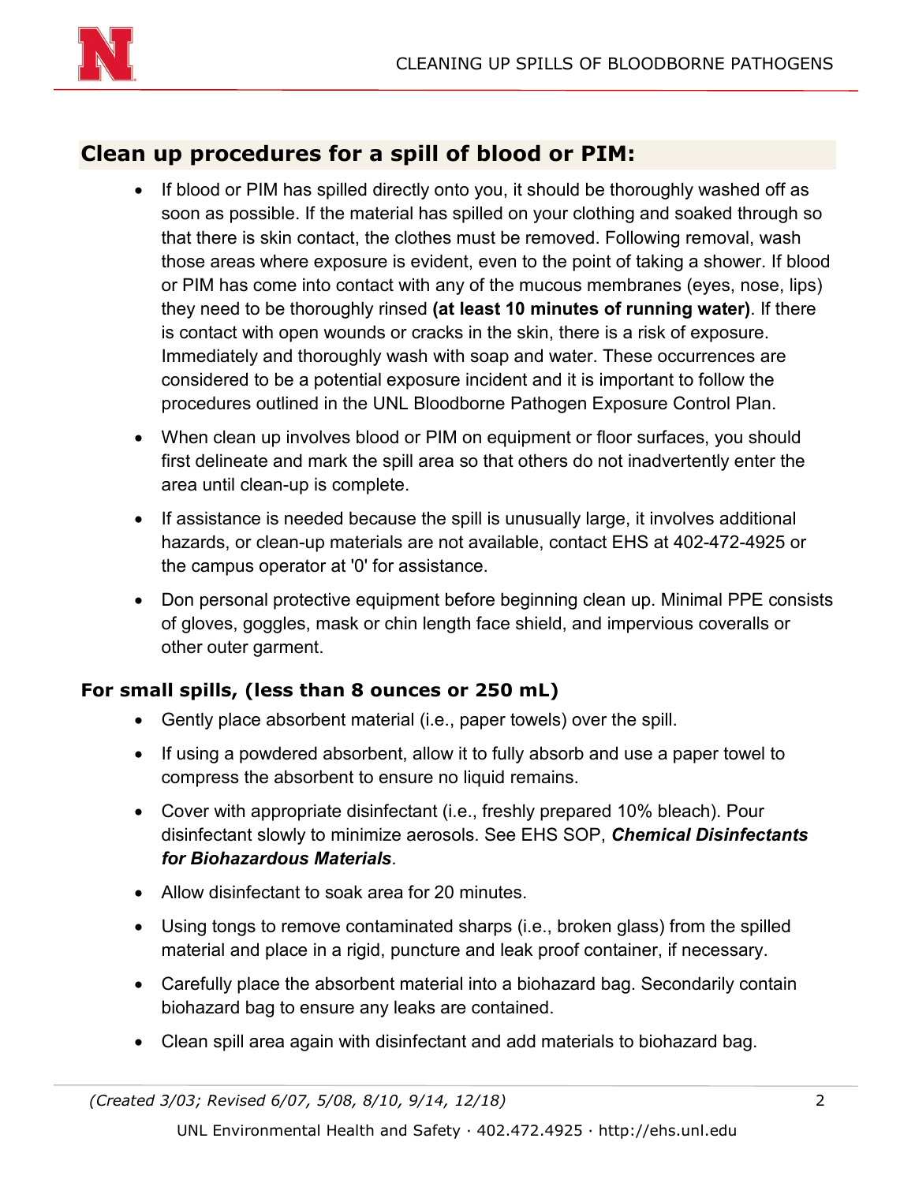## Clean up procedures for a spill of blood or PIM:

- If blood or PIM has spilled directly onto you, it should be thoroughly washed off as soon as possible. If the material has spilled on your clothing and soaked through so that there is skin contact, the clothes must be removed. Following removal, wash those areas where exposure is evident, even to the point of taking a shower. If blood or PIM has come into contact with any of the mucous membranes (eyes, nose, lips) they need to be thoroughly rinsed **(at least 10 minutes of running water)**. If there is contact with open wounds or cracks in the skin, there is a risk of exposure. Immediately and thoroughly wash with soap and water. These occurrences are considered to be a potential exposure incident and it is important to follow the procedures outlined in the UNL Bloodborne Pathogen Exposure Control Plan.
- When clean up involves blood or PIM on equipment or floor surfaces, you should first delineate and mark the spill area so that others do not inadvertently enter the area until clean-up is complete.
- If assistance is needed because the spill is unusually large, it involves additional hazards, or clean-up materials are not available, contact EHS at 402-472-4925 or the campus operator at '0' for assistance.
- Don personal protective equipment before beginning clean up. Minimal PPE consists of gloves, goggles, mask or chin length face shield, and impervious coveralls or other outer garment.

### For small spills, (less than 8 ounces or 250 mL)

- Gently place absorbent material (i.e., paper towels) over the spill.
- If using a powdered absorbent, allow it to fully absorb and use a paper towel to compress the absorbent to ensure no liquid remains.
- Cover with appropriate disinfectant (i.e., freshly prepared 10% bleach). Pour disinfectant slowly to minimize aerosols. See EHS SOP, ***Chemical Disinfectants for Biohazardous Materials***.
- Allow disinfectant to soak area for 20 minutes.
- Using tongs to remove contaminated sharps (i.e., broken glass) from the spilled material and place in a rigid, puncture and leak proof container, if necessary.
- Carefully place the absorbent material into a biohazard bag. Secondarily contain biohazard bag to ensure any leaks are contained.
- Clean spill area again with disinfectant and add materials to biohazard bag.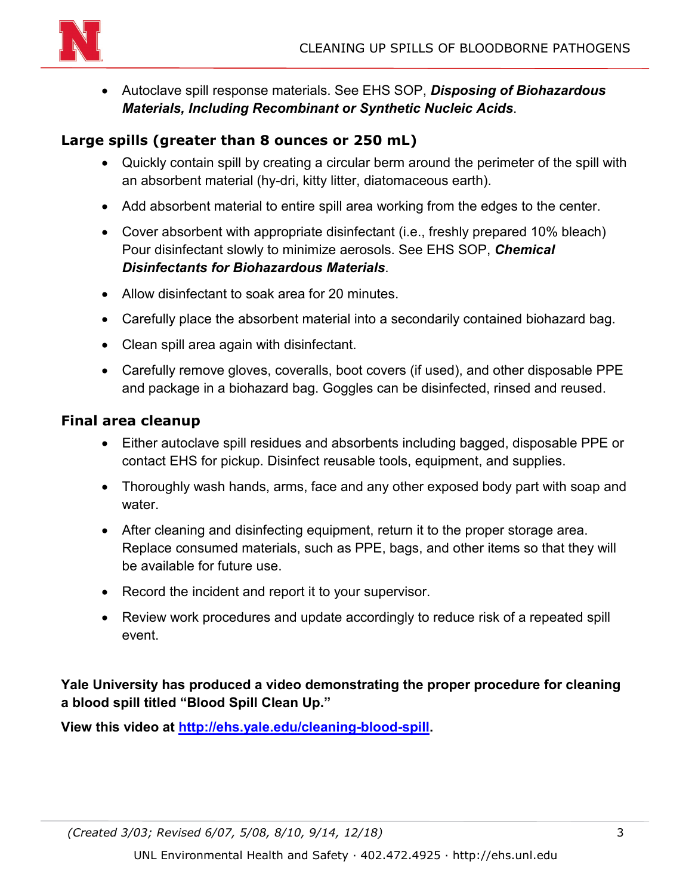- Autoclave spill response materials. See EHS SOP, ***Disposing of Biohazardous Materials, Including Recombinant or Synthetic Nucleic Acids***.

## Large spills (greater than 8 ounces or 250 mL)

- Quickly contain spill by creating a circular berm around the perimeter of the spill with an absorbent material (hy-dri, kitty litter, diatomaceous earth).
- Add absorbent material to entire spill area working from the edges to the center.
- Cover absorbent with appropriate disinfectant (i.e., freshly prepared 10% bleach) Pour disinfectant slowly to minimize aerosols. See EHS SOP, ***Chemical Disinfectants for Biohazardous Materials***.
- Allow disinfectant to soak area for 20 minutes.
- Carefully place the absorbent material into a secondarily contained biohazard bag.
- Clean spill area again with disinfectant.
- Carefully remove gloves, coveralls, boot covers (if used), and other disposable PPE and package in a biohazard bag. Goggles can be disinfected, rinsed and reused.

## Final area cleanup

- Either autoclave spill residues and absorbents including bagged, disposable PPE or contact EHS for pickup. Disinfect reusable tools, equipment, and supplies.
- Thoroughly wash hands, arms, face and any other exposed body part with soap and water.
- After cleaning and disinfecting equipment, return it to the proper storage area. Replace consumed materials, such as PPE, bags, and other items so that they will be available for future use.
- Record the incident and report it to your supervisor.
- Review work procedures and update accordingly to reduce risk of a repeated spill event.

**Yale University has produced a video demonstrating the proper procedure for cleaning a blood spill titled "Blood Spill Clean Up."**

**View this video at [http://ehs.yale.edu/cleaning-blood-spill](http://ehs.yale.edu/cleaning-blood-spill).**

*(Created 3/03; Revised 6/07, 5/08, 8/10, 9/14, 12/18)*